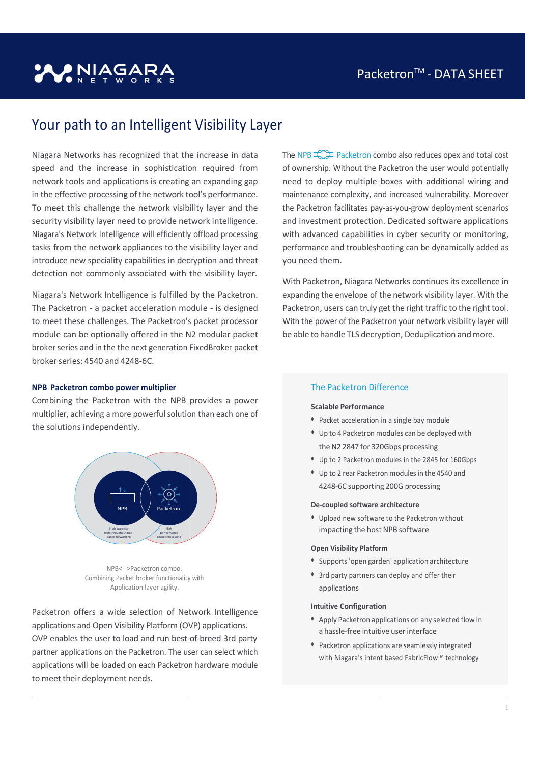# Your path to an Intelligent Visibility Layer

Niagara Networks has recognized that the increase in data speed and the increase in sophistication required from network tools and applications is creating an expanding gap in the effective processing of the network tool's performance. To meet this challenge the network visibility layer and the security visibility layer need to provide network intelligence. Niagara's Network Intelligence will efficiently offload processing tasks from the network appliances to the visibility layer and introduce new speciality capabilities in decryption and threat detection not commonly associated with the visibility layer.

Niagara's Network Intelligence is fulfilled by the Packetron. The Packetron - a packet acceleration module - is designed to meet these challenges. The Packetron's packet processor module can be optionally offered in the N2 modular packet broker series and in the the next generation FixedBroker packet broker series: 4540 and 4248-6C.

### NPB Packetron combo power multiplier

Combining the Packetron with the NPB provides a power multiplier, achieving a more powerful solution than each one of the solutions independently.

NPB<-->Packetron combo.
Combining Packet broker functionality with Application layer agility.

Packetron offers a wide selection of Network Intelligence applications and Open Visibility Platform (OVP) applications. OVP enables the user to load and run best-of-breed 3rd party partner applications on the Packetron. The user can select which applications will be loaded on each Packetron hardware module to meet their deployment needs.

The NPB Packetron combo also reduces opex and total cost of ownership. Without the Packetron the user would potentially need to deploy multiple boxes with additional wiring and maintenance complexity, and increased vulnerability. Moreover the Packetron facilitates pay-as-you-grow deployment scenarios and investment protection. Dedicated software applications with advanced capabilities in cyber security or monitoring, performance and troubleshooting can be dynamically added as you need them.

With Packetron, Niagara Networks continues its excellence in expanding the envelope of the network visibility layer. With the Packetron, users can truly get the right traffic to the right tool. With the power of the Packetron your network visibility layer will be able to handle TLS decryption, Deduplication and more.

## The Packetron Difference

**Scalable Performance**

- Packet acceleration in a single bay module
- Up to 4 Packetron modules can be deployed with the N2 2847 for 320Gbps processing
- Up to 2 Packetron modules in the 2845 for 160Gbps
- Up to 2 rear Packetron modules in the 4540 and 4248-6C supporting 200G processing

**De-coupled software architecture**

- Upload new software to the Packetron without impacting the host NPB software

**Open Visibility Platform**

- Supports 'open garden' application architecture
- 3rd party partners can deploy and offer their applications

**Intuitive Configuration**

- Apply Packetron applications on any selected flow in a hassle-free intuitive user interface
- Packetron applications are seamlessly integrated with Niagara's intent based FabricFlow™ technology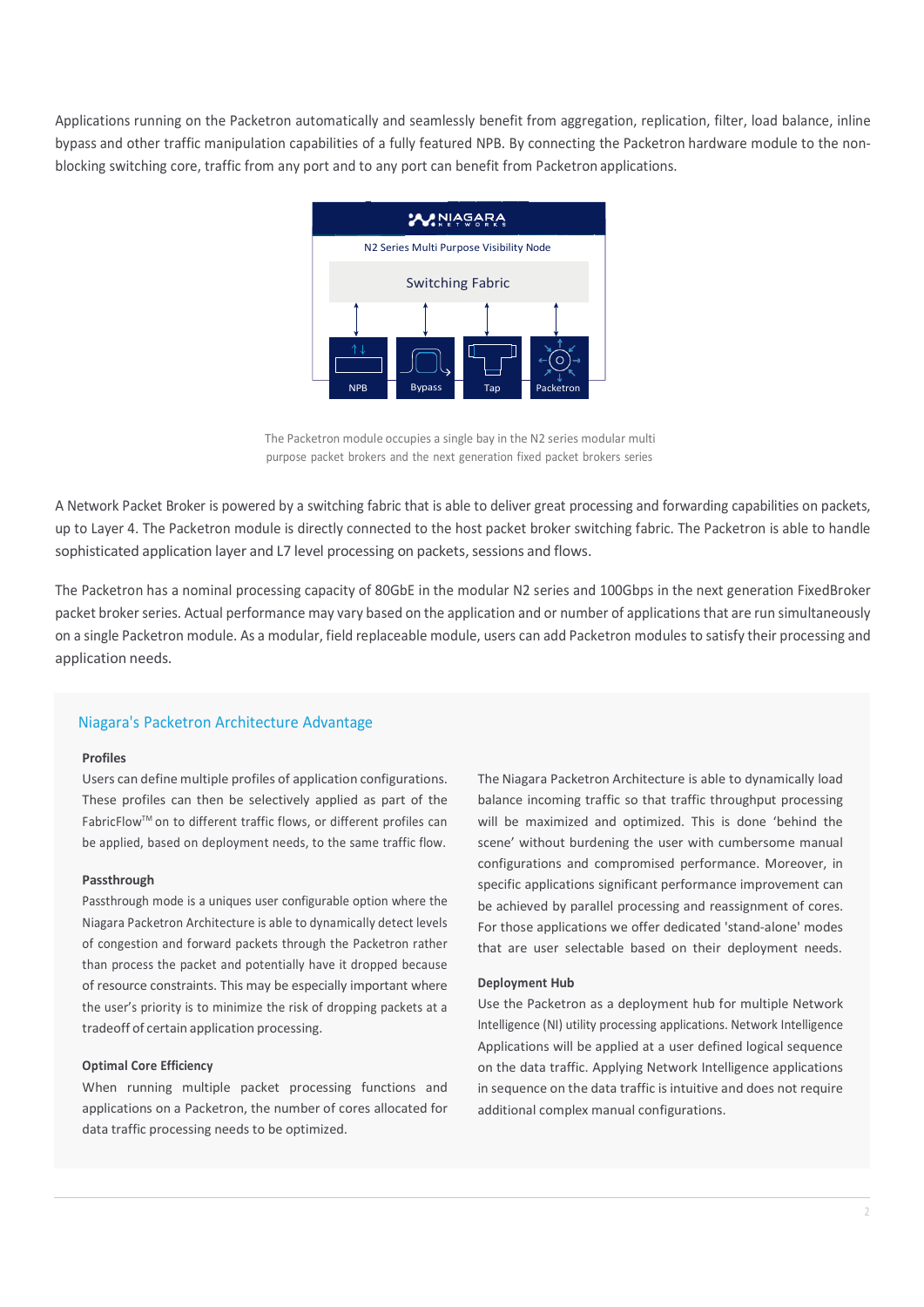Applications running on the Packetron automatically and seamlessly benefit from aggregation, replication, filter, load balance, inline bypass and other traffic manipulation capabilities of a fully featured NPB. By connecting the Packetron hardware module to the non-blocking switching core, traffic from any port and to any port can benefit from Packetron applications.

The Packetron module occupies a single bay in the N2 series modular multi purpose packet brokers and the next generation fixed packet brokers series

A Network Packet Broker is powered by a switching fabric that is able to deliver great processing and forwarding capabilities on packets, up to Layer 4. The Packetron module is directly connected to the host packet broker switching fabric. The Packetron is able to handle sophisticated application layer and L7 level processing on packets, sessions and flows.

The Packetron has a nominal processing capacity of 80GbE in the modular N2 series and 100Gbps in the next generation FixedBroker packet broker series. Actual performance may vary based on the application and or number of applications that are run simultaneously on a single Packetron module. As a modular, field replaceable module, users can add Packetron modules to satisfy their processing and application needs.

## Niagara's Packetron Architecture Advantage

**Profiles**

Users can define multiple profiles of application configurations. These profiles can then be selectively applied as part of the FabricFlow™ on to different traffic flows, or different profiles can be applied, based on deployment needs, to the same traffic flow.

**Passthrough**

Passthrough mode is a uniques user configurable option where the Niagara Packetron Architecture is able to dynamically detect levels of congestion and forward packets through the Packetron rather than process the packet and potentially have it dropped because of resource constraints. This may be especially important where the user's priority is to minimize the risk of dropping packets at a tradeoff of certain application processing.

**Optimal Core Efficiency**

When running multiple packet processing functions and applications on a Packetron, the number of cores allocated for data traffic processing needs to be optimized.

The Niagara Packetron Architecture is able to dynamically load balance incoming traffic so that traffic throughput processing will be maximized and optimized. This is done 'behind the scene' without burdening the user with cumbersome manual configurations and compromised performance. Moreover, in specific applications significant performance improvement can be achieved by parallel processing and reassignment of cores. For those applications we offer dedicated 'stand-alone' modes that are user selectable based on their deployment needs.

**Deployment Hub**

Use the Packetron as a deployment hub for multiple Network Intelligence (NI) utility processing applications. Network Intelligence Applications will be applied at a user defined logical sequence on the data traffic. Applying Network Intelligence applications in sequence on the data traffic is intuitive and does not require additional complex manual configurations.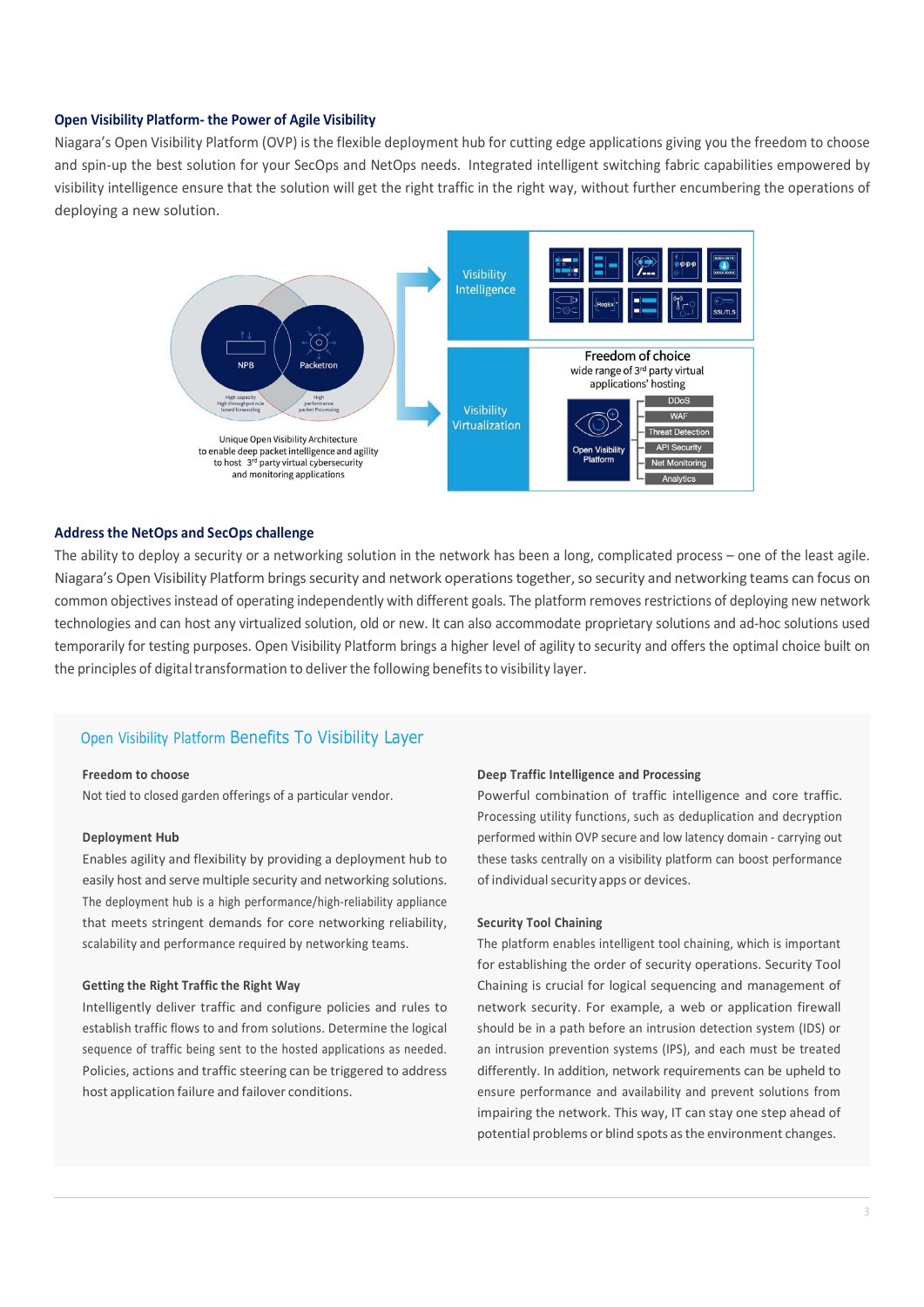### Open Visibility Platform- the Power of Agile Visibility

Niagara's Open Visibility Platform (OVP) is the flexible deployment hub for cutting edge applications giving you the freedom to choose and spin-up the best solution for your SecOps and NetOps needs. Integrated intelligent switching fabric capabilities empowered by visibility intelligence ensure that the solution will get the right traffic in the right way, without further encumbering the operations of deploying a new solution.

### Address the NetOps and SecOps challenge

The ability to deploy a security or a networking solution in the network has been a long, complicated process – one of the least agile. Niagara's Open Visibility Platform brings security and network operations together, so security and networking teams can focus on common objectives instead of operating independently with different goals. The platform removes restrictions of deploying new network technologies and can host any virtualized solution, old or new. It can also accommodate proprietary solutions and ad-hoc solutions used temporarily for testing purposes. Open Visibility Platform brings a higher level of agility to security and offers the optimal choice built on the principles of digital transformation to deliver the following benefits to visibility layer.

## Open Visibility Platform Benefits To Visibility Layer

**Freedom to choose**

Not tied to closed garden offerings of a particular vendor.

**Deployment Hub**

Enables agility and flexibility by providing a deployment hub to easily host and serve multiple security and networking solutions. The deployment hub is a high performance/high-reliability appliance that meets stringent demands for core networking reliability, scalability and performance required by networking teams.

**Getting the Right Traffic the Right Way**

Intelligently deliver traffic and configure policies and rules to establish traffic flows to and from solutions. Determine the logical sequence of traffic being sent to the hosted applications as needed. Policies, actions and traffic steering can be triggered to address host application failure and failover conditions.

**Deep Traffic Intelligence and Processing**

Powerful combination of traffic intelligence and core traffic. Processing utility functions, such as deduplication and decryption performed within OVP secure and low latency domain - carrying out these tasks centrally on a visibility platform can boost performance of individual security apps or devices.

**Security Tool Chaining**

The platform enables intelligent tool chaining, which is important for establishing the order of security operations. Security Tool Chaining is crucial for logical sequencing and management of network security. For example, a web or application firewall should be in a path before an intrusion detection system (IDS) or an intrusion prevention systems (IPS), and each must be treated differently. In addition, network requirements can be upheld to ensure performance and availability and prevent solutions from impairing the network. This way, IT can stay one step ahead of potential problems or blind spots as the environment changes.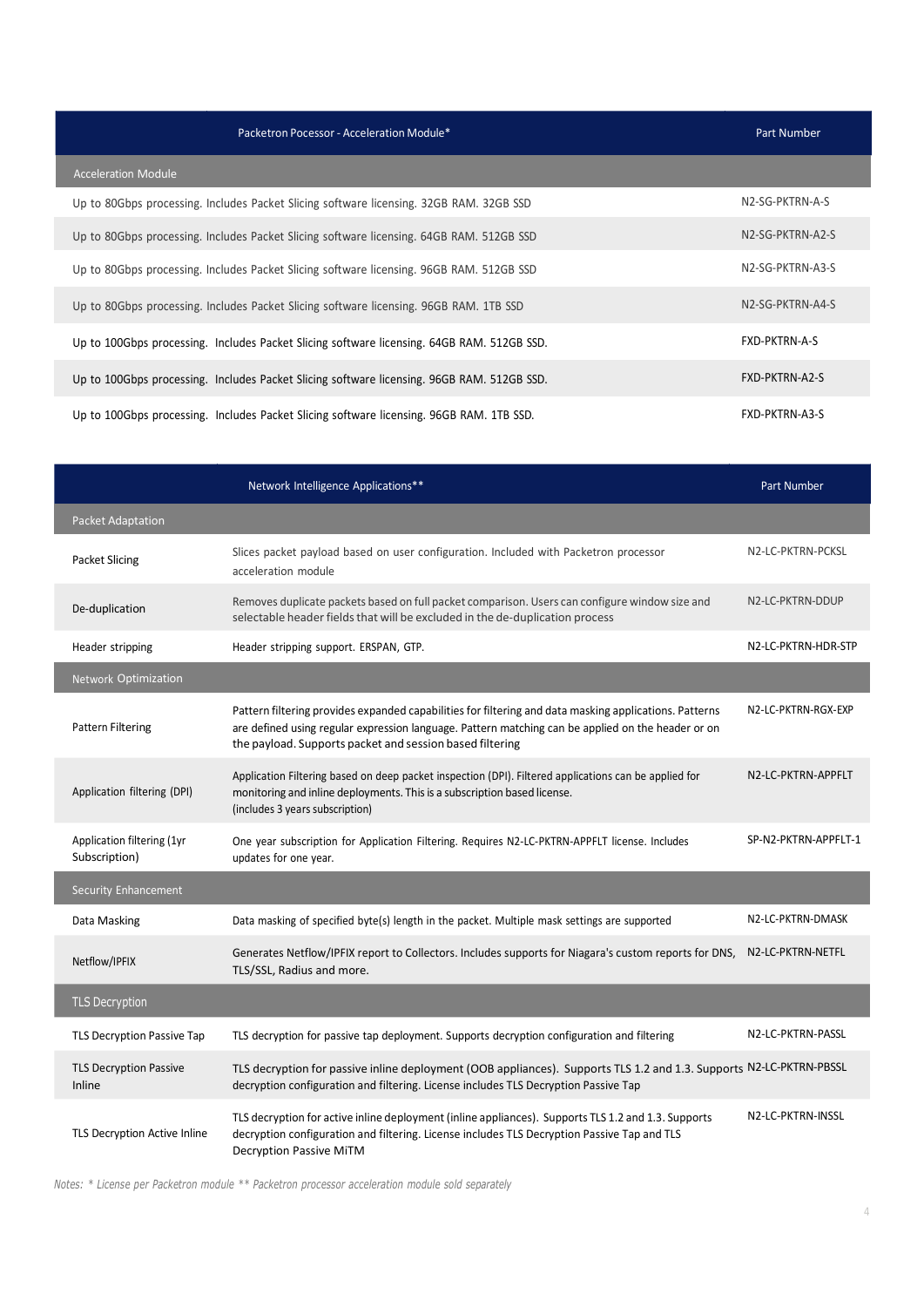| Packetron Pocessor - Acceleration Module* | Part Number |
|---|---|
| Acceleration Module | |
| Up to 80Gbps processing. Includes Packet Slicing software licensing. 32GB RAM. 32GB SSD | N2-SG-PKTRN-A-S |
| Up to 80Gbps processing. Includes Packet Slicing software licensing. 64GB RAM. 512GB SSD | N2-SG-PKTRN-A2-S |
| Up to 80Gbps processing. Includes Packet Slicing software licensing. 96GB RAM. 512GB SSD | N2-SG-PKTRN-A3-S |
| Up to 80Gbps processing. Includes Packet Slicing software licensing. 96GB RAM. 1TB SSD | N2-SG-PKTRN-A4-S |
| Up to 100Gbps processing. Includes Packet Slicing software licensing. 64GB RAM. 512GB SSD. | FXD-PKTRN-A-S |
| Up to 100Gbps processing. Includes Packet Slicing software licensing. 96GB RAM. 512GB SSD. | FXD-PKTRN-A2-S |
| Up to 100Gbps processing. Includes Packet Slicing software licensing. 96GB RAM. 1TB SSD. | FXD-PKTRN-A3-S |

| | Network Intelligence Applications** | Part Number |
|---|---|---|
| Packet Adaptation | | |
| Packet Slicing | Slices packet payload based on user configuration. Included with Packetron processor acceleration module | N2-LC-PKTRN-PCKSL |
| De-duplication | Removes duplicate packets based on full packet comparison. Users can configure window size and selectable header fields that will be excluded in the de-duplication process | N2-LC-PKTRN-DDUP |
| Header stripping | Header stripping support. ERSPAN, GTP. | N2-LC-PKTRN-HDR-STP |
| Network Optimization | | |
| Pattern Filtering | Pattern filtering provides expanded capabilities for filtering and data masking applications. Patterns are defined using regular expression language. Pattern matching can be applied on the header or on the payload. Supports packet and session based filtering | N2-LC-PKTRN-RGX-EXP |
| Application filtering (DPI) | Application Filtering based on deep packet inspection (DPI). Filtered applications can be applied for monitoring and inline deployments. This is a subscription based license. (includes 3 years subscription) | N2-LC-PKTRN-APPFLT |
| Application filtering (1yr Subscription) | One year subscription for Application Filtering. Requires N2-LC-PKTRN-APPFLT license. Includes updates for one year. | SP-N2-PKTRN-APPFLT-1 |
| Security Enhancement | | |
| Data Masking | Data masking of specified byte(s) length in the packet. Multiple mask settings are supported | N2-LC-PKTRN-DMASK |
| Netflow/IPFIX | Generates Netflow/IPFIX report to Collectors. Includes supports for Niagara's custom reports for DNS, TLS/SSL, Radius and more. | N2-LC-PKTRN-NETFL |
| TLS Decryption | | |
| TLS Decryption Passive Tap | TLS decryption for passive tap deployment. Supports decryption configuration and filtering | N2-LC-PKTRN-PASSL |
| TLS Decryption Passive Inline | TLS decryption for passive inline deployment (OOB appliances). Supports TLS 1.2 and 1.3. Supports decryption configuration and filtering. License includes TLS Decryption Passive Tap | N2-LC-PKTRN-PBSSL |
| TLS Decryption Active Inline | TLS decryption for active inline deployment (inline appliances). Supports TLS 1.2 and 1.3. Supports decryption configuration and filtering. License includes TLS Decryption Passive Tap and TLS Decryption Passive MiTM | N2-LC-PKTRN-INSSL |

*Notes: * License per Packetron module ** Packetron processor acceleration module sold separately*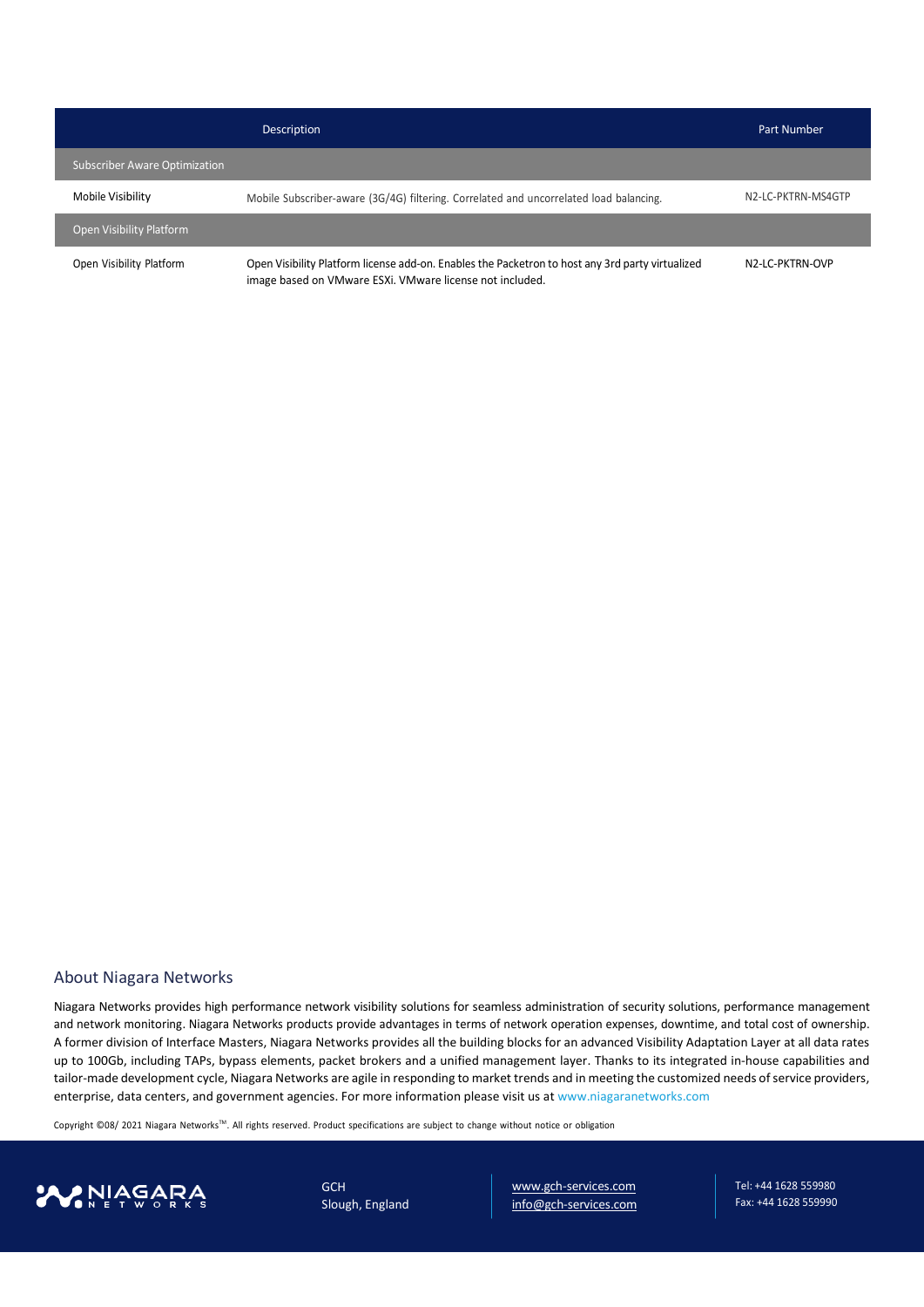| | Description | Part Number |
|---|---|---|
| Subscriber Aware Optimization | | |
| Mobile Visibility | Mobile Subscriber-aware (3G/4G) filtering. Correlated and uncorrelated load balancing. | N2-LC-PKTRN-MS4GTP |
| Open Visibility Platform | | |
| Open Visibility Platform | Open Visibility Platform license add-on. Enables the Packetron to host any 3rd party virtualized image based on VMware ESXi. VMware license not included. | N2-LC-PKTRN-OVP |

## About Niagara Networks

Niagara Networks provides high performance network visibility solutions for seamless administration of security solutions, performance management and network monitoring. Niagara Networks products provide advantages in terms of network operation expenses, downtime, and total cost of ownership. A former division of Interface Masters, Niagara Networks provides all the building blocks for an advanced Visibility Adaptation Layer at all data rates up to 100Gb, including TAPs, bypass elements, packet brokers and a unified management layer. Thanks to its integrated in-house capabilities and tailor-made development cycle, Niagara Networks are agile in responding to market trends and in meeting the customized needs of service providers, enterprise, data centers, and government agencies. For more information please visit us at www.niagaranetworks.com

Copyright ©08/ 2021 Niagara Networks™. All rights reserved. Product specifications are subject to change without notice or obligation

NIAGARA NETWORKS

GCH
Slough, England

www.gch-services.com
info@gch-services.com

Tel: +44 1628 559980
Fax: +44 1628 559990